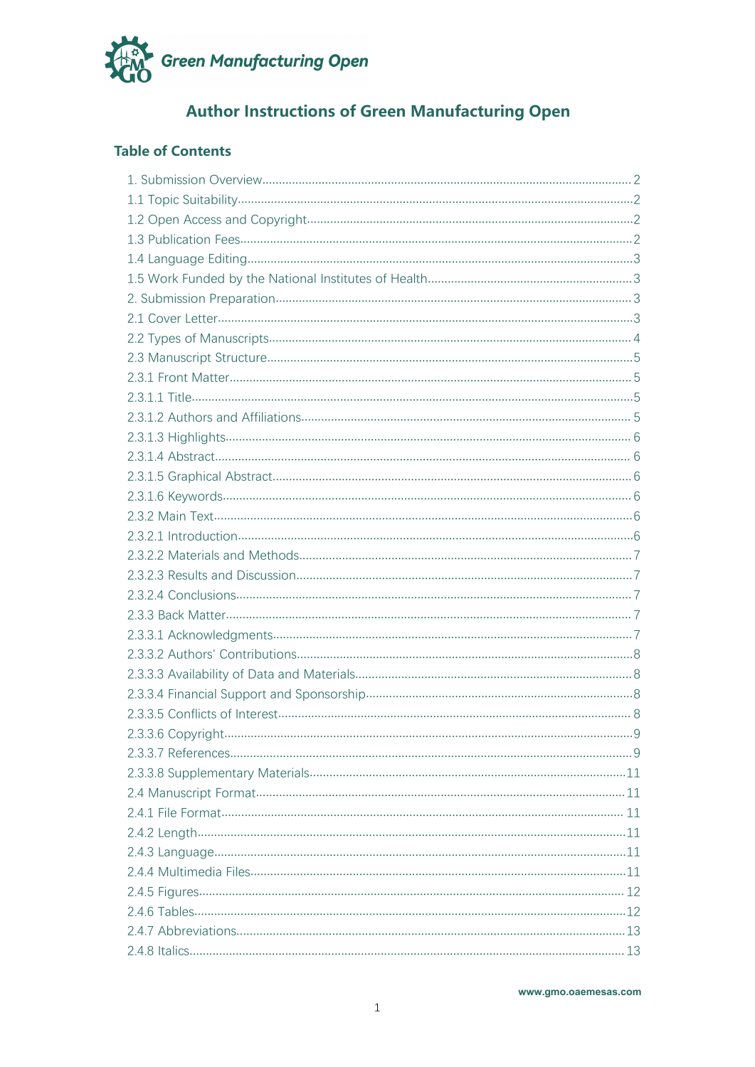# Author Instructions of Green Manufacturing Open

## Table of Contents

1. Submission Overview........................................................................................2
1.1 Topic Suitability........................................................................................2
1.2 Open Access and Copyright........................................................................................2
1.3 Publication Fees........................................................................................2
1.4 Language Editing........................................................................................3
1.5 Work Funded by the National Institutes of Health........................................................................................3
2. Submission Preparation........................................................................................3
2.1 Cover Letter........................................................................................3
2.2 Types of Manuscripts........................................................................................4
2.3 Manuscript Structure........................................................................................5
2.3.1 Front Matter........................................................................................5
2.3.1.1 Title........................................................................................5
2.3.1.2 Authors and Affiliations........................................................................................5
2.3.1.3 Highlights........................................................................................6
2.3.1.4 Abstract........................................................................................6
2.3.1.5 Graphical Abstract........................................................................................6
2.3.1.6 Keywords........................................................................................6
2.3.2 Main Text........................................................................................6
2.3.2.1 Introduction........................................................................................6
2.3.2.2 Materials and Methods........................................................................................7
2.3.2.3 Results and Discussion........................................................................................7
2.3.2.4 Conclusions........................................................................................7
2.3.3 Back Matter........................................................................................7
2.3.3.1 Acknowledgments........................................................................................7
2.3.3.2 Authors' Contributions........................................................................................8
2.3.3.3 Availability of Data and Materials........................................................................................8
2.3.3.4 Financial Support and Sponsorship........................................................................................8
2.3.3.5 Conflicts of Interest........................................................................................8
2.3.3.6 Copyright........................................................................................9
2.3.3.7 References........................................................................................9
2.3.3.8 Supplementary Materials........................................................................................11
2.4 Manuscript Format........................................................................................11
2.4.1 File Format........................................................................................11
2.4.2 Length........................................................................................11
2.4.3 Language........................................................................................11
2.4.4 Multimedia Files........................................................................................11
2.4.5 Figures........................................................................................12
2.4.6 Tables........................................................................................12
2.4.7 Abbreviations........................................................................................13
2.4.8 Italics........................................................................................13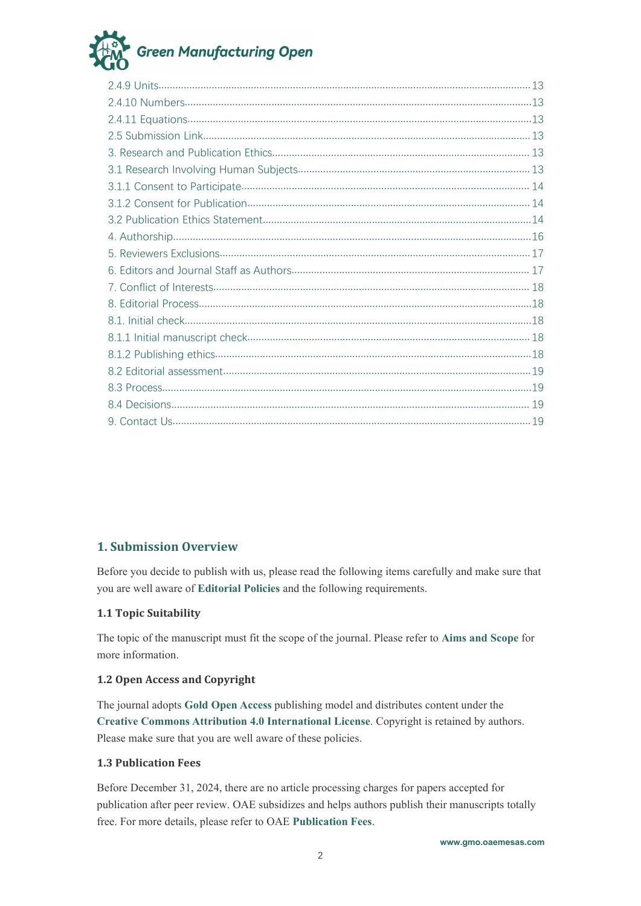2.4.9 Units......13
2.4.10 Numbers......13
2.4.11 Equations......13
2.5 Submission Link......13
3. Research and Publication Ethics......13
3.1 Research Involving Human Subjects......13
3.1.1 Consent to Participate......14
3.1.2 Consent for Publication......14
3.2 Publication Ethics Statement......14
4. Authorship......16
5. Reviewers Exclusions......17
6. Editors and Journal Staff as Authors......17
7. Conflict of Interests......18
8. Editorial Process......18
8.1. Initial check......18
8.1.1 Initial manuscript check......18
8.1.2 Publishing ethics......18
8.2 Editorial assessment......19
8.3 Process......19
8.4 Decisions......19
9. Contact Us......19

## 1. Submission Overview

Before you decide to publish with us, please read the following items carefully and make sure that you are well aware of **Editorial Policies** and the following requirements.

### 1.1 Topic Suitability

The topic of the manuscript must fit the scope of the journal. Please refer to **Aims and Scope** for more information.

### 1.2 Open Access and Copyright

The journal adopts **Gold Open Access** publishing model and distributes content under the **Creative Commons Attribution 4.0 International License**. Copyright is retained by authors. Please make sure that you are well aware of these policies.

### 1.3 Publication Fees

Before December 31, 2024, there are no article processing charges for papers accepted for publication after peer review. OAE subsidizes and helps authors publish their manuscripts totally free. For more details, please refer to OAE **Publication Fees**.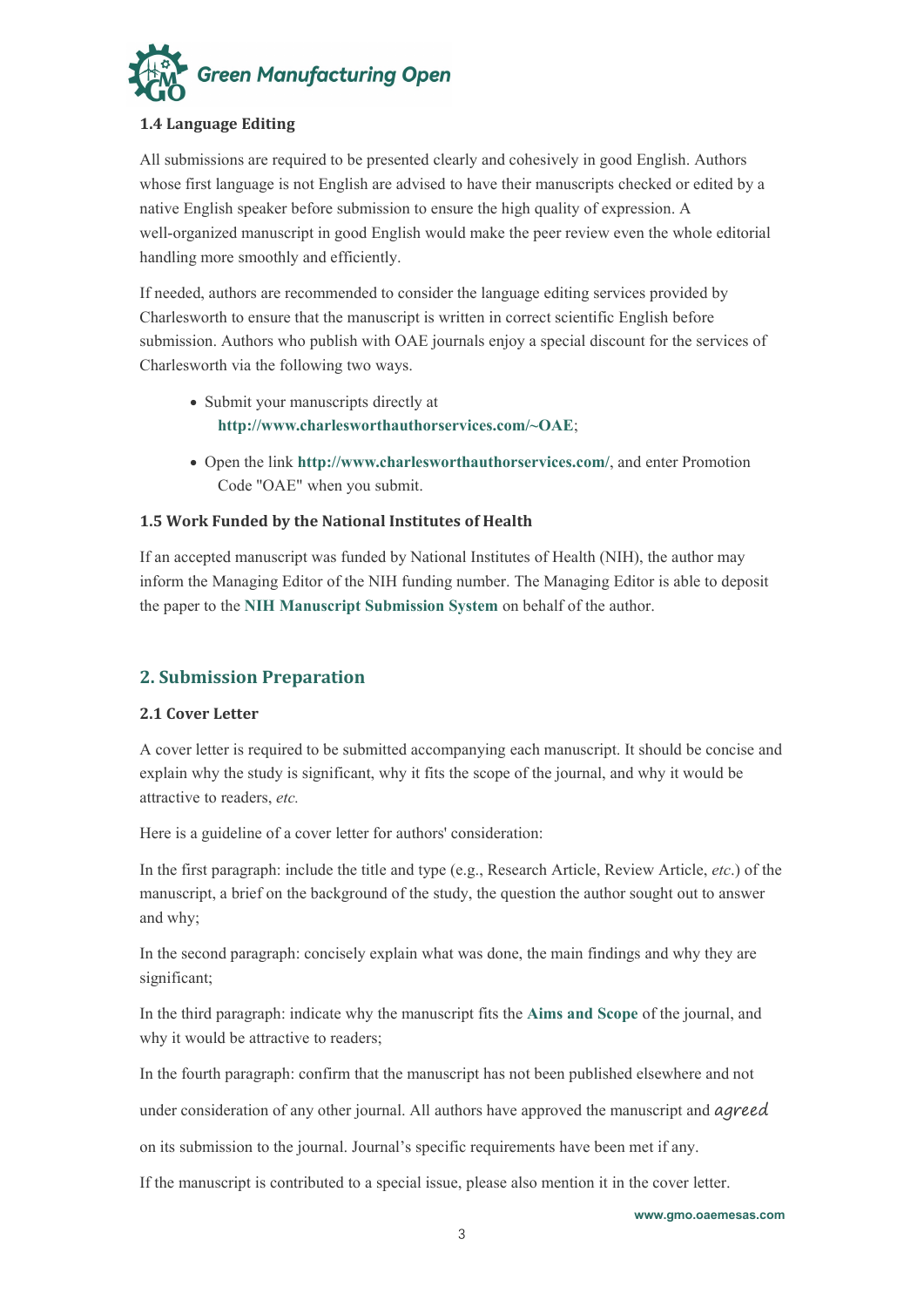### 1.4 Language Editing

All submissions are required to be presented clearly and cohesively in good English. Authors whose first language is not English are advised to have their manuscripts checked or edited by a native English speaker before submission to ensure the high quality of expression. A well-organized manuscript in good English would make the peer review even the whole editorial handling more smoothly and efficiently.

If needed, authors are recommended to consider the language editing services provided by Charlesworth to ensure that the manuscript is written in correct scientific English before submission. Authors who publish with OAE journals enjoy a special discount for the services of Charlesworth via the following two ways.

- Submit your manuscripts directly at **http://www.charlesworthauthorservices.com/~OAE**;
- Open the link **http://www.charlesworthauthorservices.com/**, and enter Promotion Code "OAE" when you submit.

### 1.5 Work Funded by the National Institutes of Health

If an accepted manuscript was funded by National Institutes of Health (NIH), the author may inform the Managing Editor of the NIH funding number. The Managing Editor is able to deposit the paper to the **NIH Manuscript Submission System** on behalf of the author.

## 2. Submission Preparation

### 2.1 Cover Letter

A cover letter is required to be submitted accompanying each manuscript. It should be concise and explain why the study is significant, why it fits the scope of the journal, and why it would be attractive to readers, *etc.*

Here is a guideline of a cover letter for authors' consideration:

In the first paragraph: include the title and type (e.g., Research Article, Review Article, *etc*.) of the manuscript, a brief on the background of the study, the question the author sought out to answer and why;

In the second paragraph: concisely explain what was done, the main findings and why they are significant;

In the third paragraph: indicate why the manuscript fits the **Aims and Scope** of the journal, and why it would be attractive to readers;

In the fourth paragraph: confirm that the manuscript has not been published elsewhere and not under consideration of any other journal. All authors have approved the manuscript and agreed on its submission to the journal. Journal's specific requirements have been met if any.

If the manuscript is contributed to a special issue, please also mention it in the cover letter.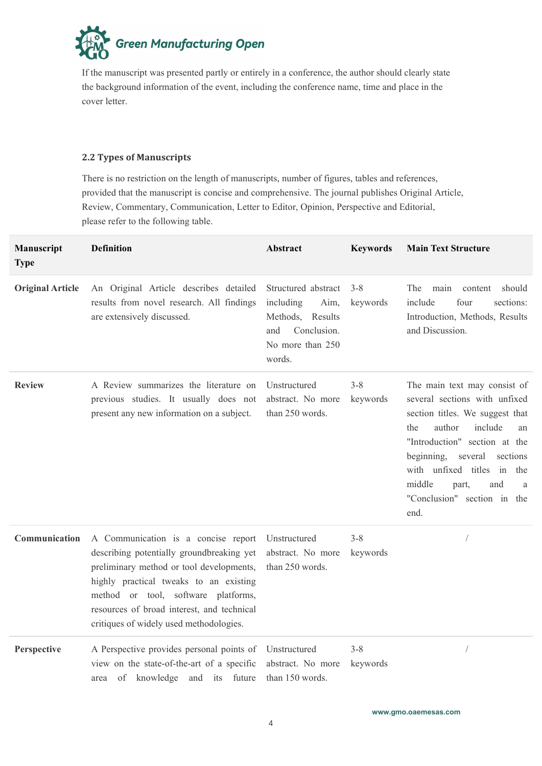If the manuscript was presented partly or entirely in a conference, the author should clearly state the background information of the event, including the conference name, time and place in the cover letter.

### 2.2 Types of Manuscripts

There is no restriction on the length of manuscripts, number of figures, tables and references, provided that the manuscript is concise and comprehensive. The journal publishes Original Article, Review, Commentary, Communication, Letter to Editor, Opinion, Perspective and Editorial, please refer to the following table.

| Manuscript Type | Definition | Abstract | Keywords | Main Text Structure |
|---|---|---|---|---|
| **Original Article** | An Original Article describes detailed results from novel research. All findings are extensively discussed. | Structured abstract including Aim, Methods, Results and Conclusion. No more than 250 words. | 3-8 keywords | The main content should include four sections: Introduction, Methods, Results and Discussion. |
| **Review** | A Review summarizes the literature on previous studies. It usually does not present any new information on a subject. | Unstructured abstract. No more than 250 words. | 3-8 keywords | The main text may consist of several sections with unfixed section titles. We suggest that the author include an "Introduction" section at the beginning, several sections with unfixed titles in the middle part, and a "Conclusion" section in the end. |
| **Communication** | A Communication is a concise report describing potentially groundbreaking yet preliminary method or tool developments, highly practical tweaks to an existing method or tool, software platforms, resources of broad interest, and technical critiques of widely used methodologies. | Unstructured abstract. No more than 250 words. | 3-8 keywords | / |
| **Perspective** | A Perspective provides personal points of view on the state-of-the-art of a specific area of knowledge and its future | Unstructured abstract. No more than 150 words. | 3-8 keywords | / |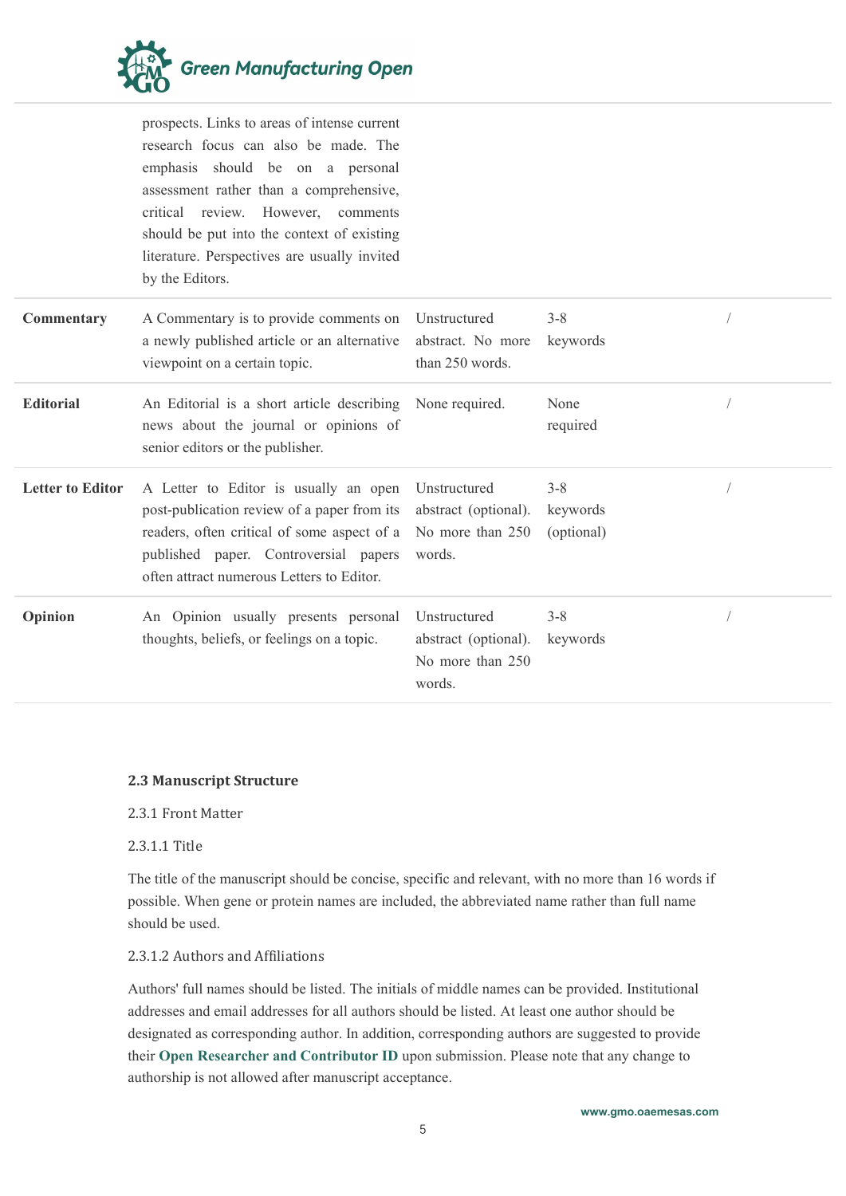| | | | | |
|---|---|---|---|---|
| | prospects. Links to areas of intense current research focus can also be made. The emphasis should be on a personal assessment rather than a comprehensive, critical review. However, comments should be put into the context of existing literature. Perspectives are usually invited by the Editors. | | | |
| **Commentary** | A Commentary is to provide comments on a newly published article or an alternative viewpoint on a certain topic. | Unstructured abstract. No more than 250 words. | 3-8 keywords | / |
| **Editorial** | An Editorial is a short article describing news about the journal or opinions of senior editors or the publisher. | None required. | None required | / |
| **Letter to Editor** | A Letter to Editor is usually an open post-publication review of a paper from its readers, often critical of some aspect of a published paper. Controversial papers often attract numerous Letters to Editor. | Unstructured abstract (optional). No more than 250 words. | 3-8 keywords (optional) | / |
| **Opinion** | An Opinion usually presents personal thoughts, beliefs, or feelings on a topic. | Unstructured abstract (optional). No more than 250 words. | 3-8 keywords | / |

### 2.3 Manuscript Structure

#### 2.3.1 Front Matter

##### 2.3.1.1 Title

The title of the manuscript should be concise, specific and relevant, with no more than 16 words if possible. When gene or protein names are included, the abbreviated name rather than full name should be used.

##### 2.3.1.2 Authors and Affiliations

Authors' full names should be listed. The initials of middle names can be provided. Institutional addresses and email addresses for all authors should be listed. At least one author should be designated as corresponding author. In addition, corresponding authors are suggested to provide their **Open Researcher and Contributor ID** upon submission. Please note that any change to authorship is not allowed after manuscript acceptance.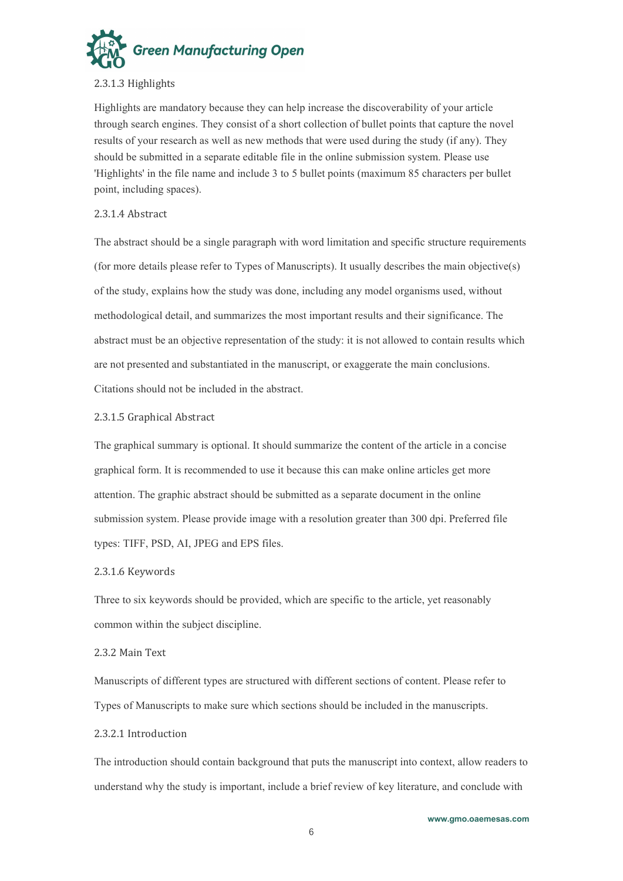#### 2.3.1.3 Highlights

Highlights are mandatory because they can help increase the discoverability of your article through search engines. They consist of a short collection of bullet points that capture the novel results of your research as well as new methods that were used during the study (if any). They should be submitted in a separate editable file in the online submission system. Please use 'Highlights' in the file name and include 3 to 5 bullet points (maximum 85 characters per bullet point, including spaces).

#### 2.3.1.4 Abstract

The abstract should be a single paragraph with word limitation and specific structure requirements (for more details please refer to Types of Manuscripts). It usually describes the main objective(s) of the study, explains how the study was done, including any model organisms used, without methodological detail, and summarizes the most important results and their significance. The abstract must be an objective representation of the study: it is not allowed to contain results which are not presented and substantiated in the manuscript, or exaggerate the main conclusions. Citations should not be included in the abstract.

#### 2.3.1.5 Graphical Abstract

The graphical summary is optional. It should summarize the content of the article in a concise graphical form. It is recommended to use it because this can make online articles get more attention. The graphic abstract should be submitted as a separate document in the online submission system. Please provide image with a resolution greater than 300 dpi. Preferred file types: TIFF, PSD, AI, JPEG and EPS files.

#### 2.3.1.6 Keywords

Three to six keywords should be provided, which are specific to the article, yet reasonably common within the subject discipline.

### 2.3.2 Main Text

Manuscripts of different types are structured with different sections of content. Please refer to Types of Manuscripts to make sure which sections should be included in the manuscripts.

#### 2.3.2.1 Introduction

The introduction should contain background that puts the manuscript into context, allow readers to understand why the study is important, include a brief review of key literature, and conclude with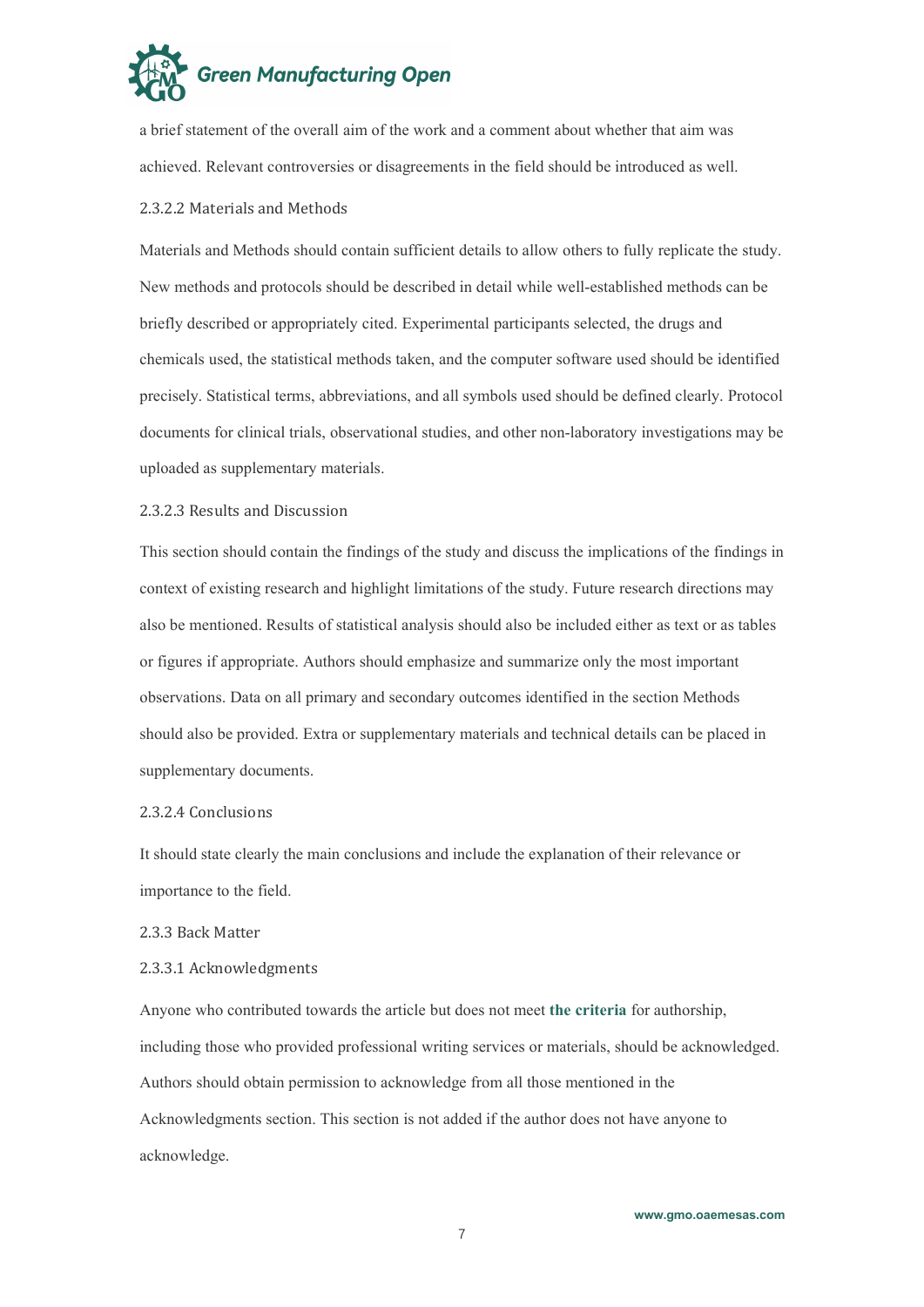a brief statement of the overall aim of the work and a comment about whether that aim was achieved. Relevant controversies or disagreements in the field should be introduced as well.

#### 2.3.2.2 Materials and Methods

Materials and Methods should contain sufficient details to allow others to fully replicate the study. New methods and protocols should be described in detail while well-established methods can be briefly described or appropriately cited. Experimental participants selected, the drugs and chemicals used, the statistical methods taken, and the computer software used should be identified precisely. Statistical terms, abbreviations, and all symbols used should be defined clearly. Protocol documents for clinical trials, observational studies, and other non-laboratory investigations may be uploaded as supplementary materials.

#### 2.3.2.3 Results and Discussion

This section should contain the findings of the study and discuss the implications of the findings in context of existing research and highlight limitations of the study. Future research directions may also be mentioned. Results of statistical analysis should also be included either as text or as tables or figures if appropriate. Authors should emphasize and summarize only the most important observations. Data on all primary and secondary outcomes identified in the section Methods should also be provided. Extra or supplementary materials and technical details can be placed in supplementary documents.

#### 2.3.2.4 Conclusions

It should state clearly the main conclusions and include the explanation of their relevance or importance to the field.

### 2.3.3 Back Matter

#### 2.3.3.1 Acknowledgments

Anyone who contributed towards the article but does not meet **the criteria** for authorship, including those who provided professional writing services or materials, should be acknowledged. Authors should obtain permission to acknowledge from all those mentioned in the Acknowledgments section. This section is not added if the author does not have anyone to acknowledge.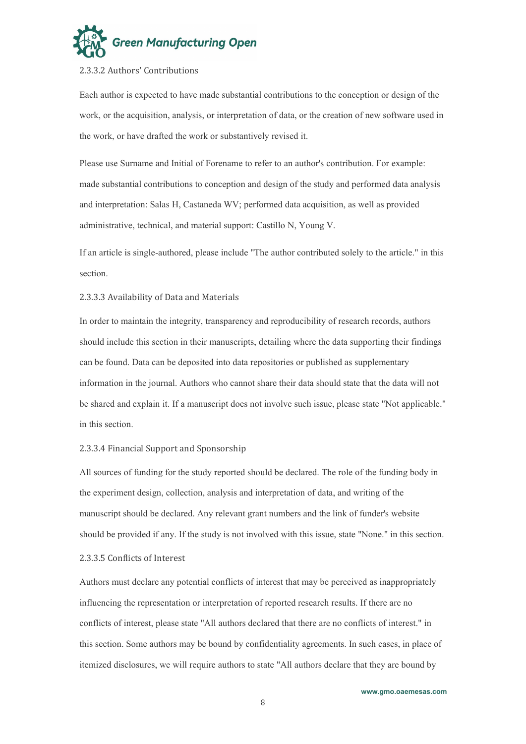#### 2.3.3.2 Authors' Contributions

Each author is expected to have made substantial contributions to the conception or design of the work, or the acquisition, analysis, or interpretation of data, or the creation of new software used in the work, or have drafted the work or substantively revised it.

Please use Surname and Initial of Forename to refer to an author's contribution. For example: made substantial contributions to conception and design of the study and performed data analysis and interpretation: Salas H, Castaneda WV; performed data acquisition, as well as provided administrative, technical, and material support: Castillo N, Young V.

If an article is single-authored, please include "The author contributed solely to the article." in this section.

#### 2.3.3.3 Availability of Data and Materials

In order to maintain the integrity, transparency and reproducibility of research records, authors should include this section in their manuscripts, detailing where the data supporting their findings can be found. Data can be deposited into data repositories or published as supplementary information in the journal. Authors who cannot share their data should state that the data will not be shared and explain it. If a manuscript does not involve such issue, please state "Not applicable." in this section.

#### 2.3.3.4 Financial Support and Sponsorship

All sources of funding for the study reported should be declared. The role of the funding body in the experiment design, collection, analysis and interpretation of data, and writing of the manuscript should be declared. Any relevant grant numbers and the link of funder's website should be provided if any. If the study is not involved with this issue, state "None." in this section.

#### 2.3.3.5 Conflicts of Interest

Authors must declare any potential conflicts of interest that may be perceived as inappropriately influencing the representation or interpretation of reported research results. If there are no conflicts of interest, please state "All authors declared that there are no conflicts of interest." in this section. Some authors may be bound by confidentiality agreements. In such cases, in place of itemized disclosures, we will require authors to state "All authors declare that they are bound by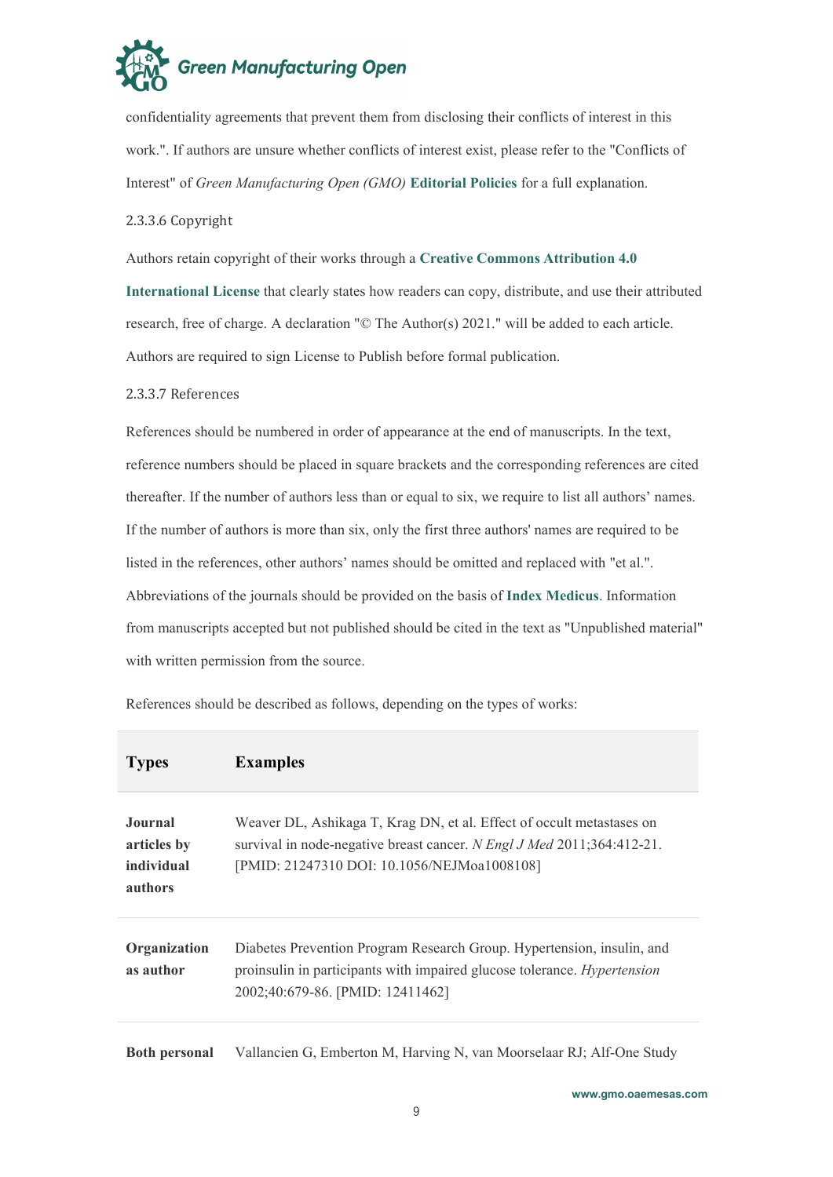confidentiality agreements that prevent them from disclosing their conflicts of interest in this work.". If authors are unsure whether conflicts of interest exist, please refer to the "Conflicts of Interest" of *Green Manufacturing Open (GMO)* **Editorial Policies** for a full explanation.

#### 2.3.3.6 Copyright

Authors retain copyright of their works through a **Creative Commons Attribution 4.0 International License** that clearly states how readers can copy, distribute, and use their attributed research, free of charge. A declaration "© The Author(s) 2021." will be added to each article. Authors are required to sign License to Publish before formal publication.

#### 2.3.3.7 References

References should be numbered in order of appearance at the end of manuscripts. In the text, reference numbers should be placed in square brackets and the corresponding references are cited thereafter. If the number of authors less than or equal to six, we require to list all authors' names. If the number of authors is more than six, only the first three authors' names are required to be listed in the references, other authors' names should be omitted and replaced with "et al.". Abbreviations of the journals should be provided on the basis of **Index Medicus**. Information from manuscripts accepted but not published should be cited in the text as "Unpublished material" with written permission from the source.

References should be described as follows, depending on the types of works:

| Types | Examples |
|---|---|
| **Journal articles by individual authors** | Weaver DL, Ashikaga T, Krag DN, et al. Effect of occult metastases on survival in node-negative breast cancer. *N Engl J Med* 2011;364:412-21. [PMID: 21247310 DOI: 10.1056/NEJMoa1008108] |
| **Organization as author** | Diabetes Prevention Program Research Group. Hypertension, insulin, and proinsulin in participants with impaired glucose tolerance. *Hypertension* 2002;40:679-86. [PMID: 12411462] |
| **Both personal** | Vallancien G, Emberton M, Harving N, van Moorselaar RJ; Alf-One Study |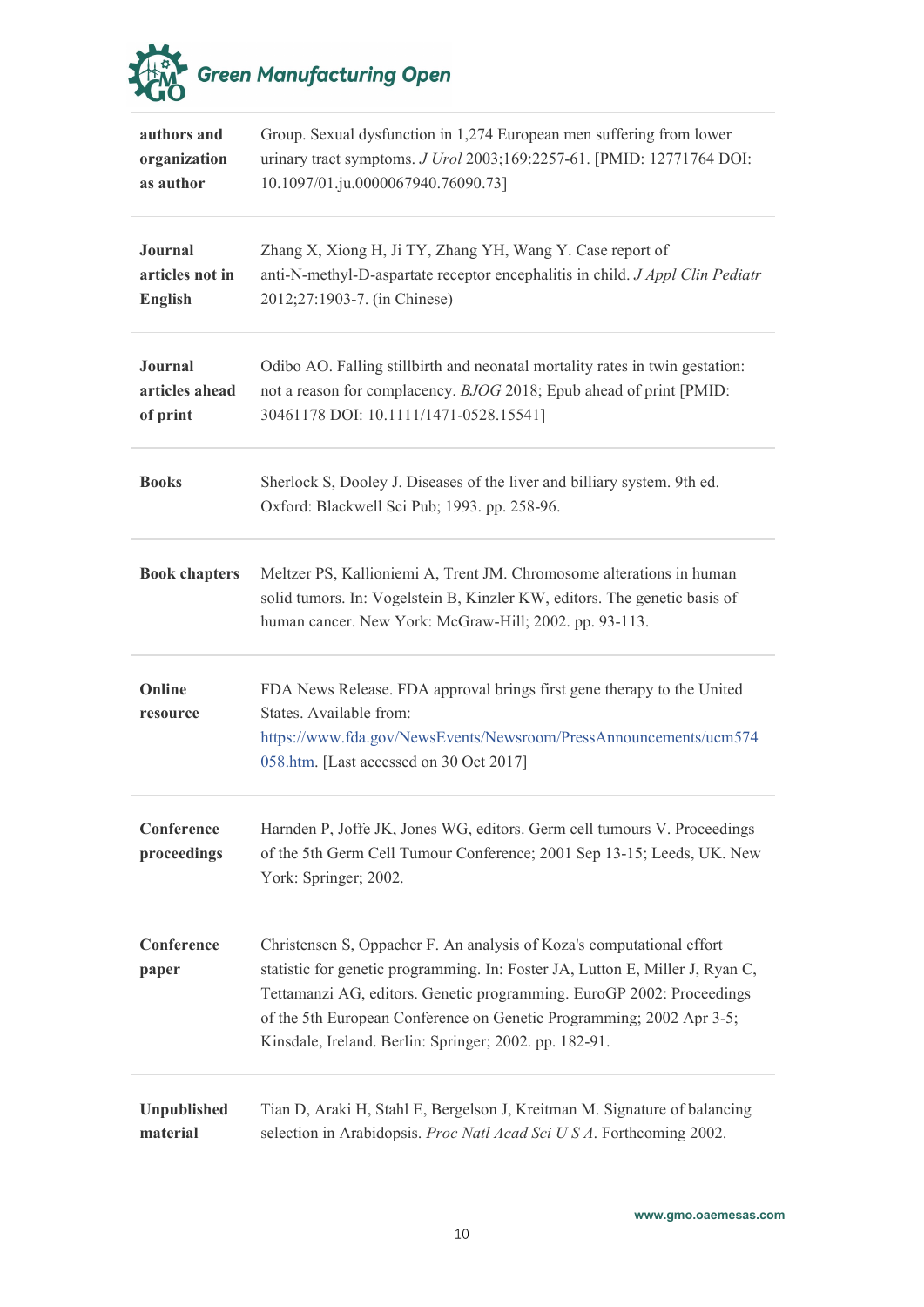| | |
|---|---|
| **authors and organization as author** | Group. Sexual dysfunction in 1,274 European men suffering from lower urinary tract symptoms. *J Urol* 2003;169:2257-61. [PMID: 12771764 DOI: 10.1097/01.ju.0000067940.76090.73] |
| **Journal articles not in English** | Zhang X, Xiong H, Ji TY, Zhang YH, Wang Y. Case report of anti-N-methyl-D-aspartate receptor encephalitis in child. *J Appl Clin Pediatr* 2012;27:1903-7. (in Chinese) |
| **Journal articles ahead of print** | Odibo AO. Falling stillbirth and neonatal mortality rates in twin gestation: not a reason for complacency. *BJOG* 2018; Epub ahead of print [PMID: 30461178 DOI: 10.1111/1471-0528.15541] |
| **Books** | Sherlock S, Dooley J. Diseases of the liver and billiary system. 9th ed. Oxford: Blackwell Sci Pub; 1993. pp. 258-96. |
| **Book chapters** | Meltzer PS, Kallioniemi A, Trent JM. Chromosome alterations in human solid tumors. In: Vogelstein B, Kinzler KW, editors. The genetic basis of human cancer. New York: McGraw-Hill; 2002. pp. 93-113. |
| **Online resource** | FDA News Release. FDA approval brings first gene therapy to the United States. Available from: https://www.fda.gov/NewsEvents/Newsroom/PressAnnouncements/ucm574058.htm. [Last accessed on 30 Oct 2017] |
| **Conference proceedings** | Harnden P, Joffe JK, Jones WG, editors. Germ cell tumours V. Proceedings of the 5th Germ Cell Tumour Conference; 2001 Sep 13-15; Leeds, UK. New York: Springer; 2002. |
| **Conference paper** | Christensen S, Oppacher F. An analysis of Koza's computational effort statistic for genetic programming. In: Foster JA, Lutton E, Miller J, Ryan C, Tettamanzi AG, editors. Genetic programming. EuroGP 2002: Proceedings of the 5th European Conference on Genetic Programming; 2002 Apr 3-5; Kinsdale, Ireland. Berlin: Springer; 2002. pp. 182-91. |
| **Unpublished material** | Tian D, Araki H, Stahl E, Bergelson J, Kreitman M. Signature of balancing selection in Arabidopsis. *Proc Natl Acad Sci U S A*. Forthcoming 2002. |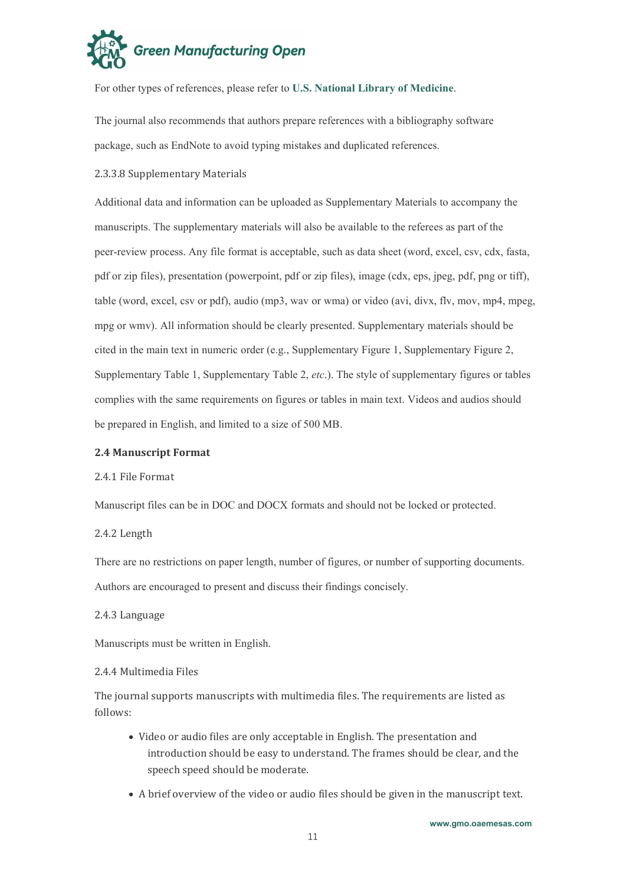For other types of references, please refer to **U.S. National Library of Medicine**.

The journal also recommends that authors prepare references with a bibliography software package, such as EndNote to avoid typing mistakes and duplicated references.

2.3.3.8 Supplementary Materials

Additional data and information can be uploaded as Supplementary Materials to accompany the manuscripts. The supplementary materials will also be available to the referees as part of the peer-review process. Any file format is acceptable, such as data sheet (word, excel, csv, cdx, fasta, pdf or zip files), presentation (powerpoint, pdf or zip files), image (cdx, eps, jpeg, pdf, png or tiff), table (word, excel, csv or pdf), audio (mp3, wav or wma) or video (avi, divx, flv, mov, mp4, mpeg, mpg or wmv). All information should be clearly presented. Supplementary materials should be cited in the main text in numeric order (e.g., Supplementary Figure 1, Supplementary Figure 2, Supplementary Table 1, Supplementary Table 2, *etc.*). The style of supplementary figures or tables complies with the same requirements on figures or tables in main text. Videos and audios should be prepared in English, and limited to a size of 500 MB.

## 2.4 Manuscript Format

### 2.4.1 File Format

Manuscript files can be in DOC and DOCX formats and should not be locked or protected.

### 2.4.2 Length

There are no restrictions on paper length, number of figures, or number of supporting documents. Authors are encouraged to present and discuss their findings concisely.

### 2.4.3 Language

Manuscripts must be written in English.

### 2.4.4 Multimedia Files

The journal supports manuscripts with multimedia files. The requirements are listed as follows:

- Video or audio files are only acceptable in English. The presentation and introduction should be easy to understand. The frames should be clear, and the speech speed should be moderate.
- A brief overview of the video or audio files should be given in the manuscript text.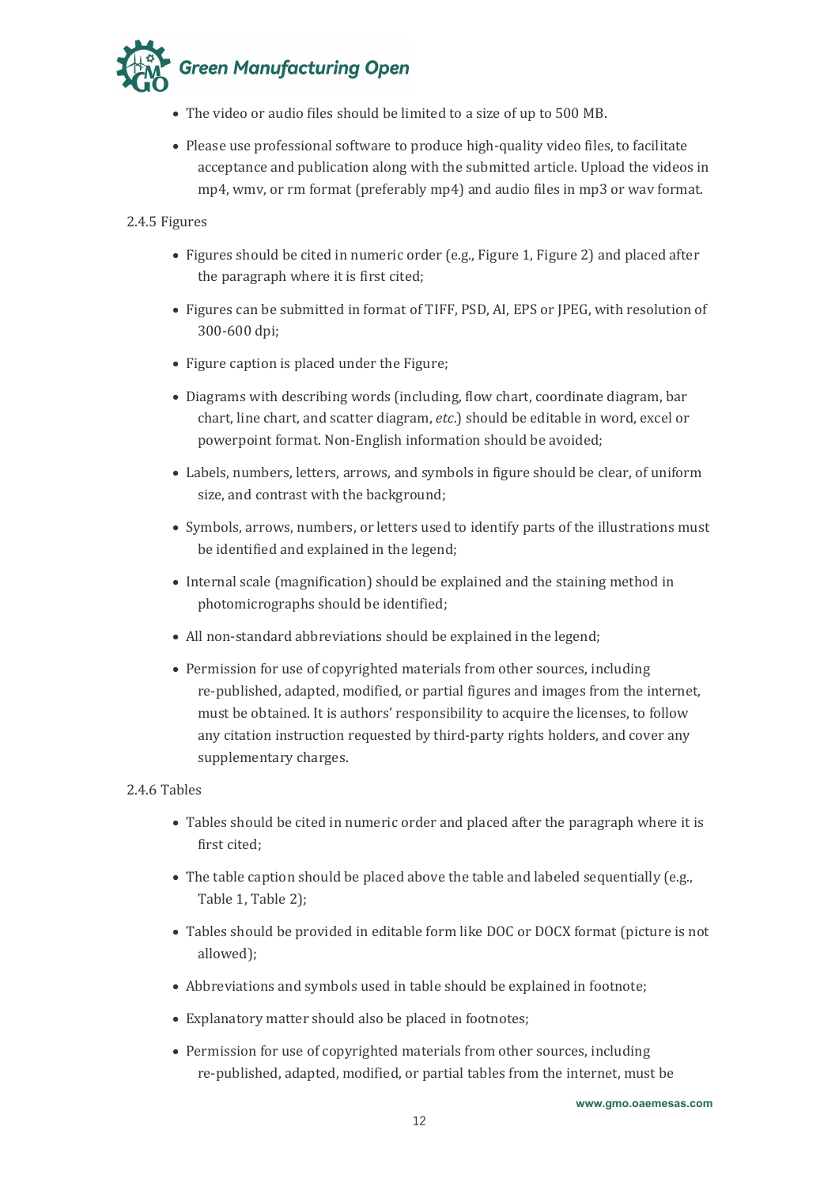- The video or audio files should be limited to a size of up to 500 MB.
- Please use professional software to produce high-quality video files, to facilitate acceptance and publication along with the submitted article. Upload the videos in mp4, wmv, or rm format (preferably mp4) and audio files in mp3 or wav format.

2.4.5 Figures

- Figures should be cited in numeric order (e.g., Figure 1, Figure 2) and placed after the paragraph where it is first cited;
- Figures can be submitted in format of TIFF, PSD, AI, EPS or JPEG, with resolution of 300-600 dpi;
- Figure caption is placed under the Figure;
- Diagrams with describing words (including, flow chart, coordinate diagram, bar chart, line chart, and scatter diagram, *etc*.) should be editable in word, excel or powerpoint format. Non-English information should be avoided;
- Labels, numbers, letters, arrows, and symbols in figure should be clear, of uniform size, and contrast with the background;
- Symbols, arrows, numbers, or letters used to identify parts of the illustrations must be identified and explained in the legend;
- Internal scale (magnification) should be explained and the staining method in photomicrographs should be identified;
- All non-standard abbreviations should be explained in the legend;
- Permission for use of copyrighted materials from other sources, including re-published, adapted, modified, or partial figures and images from the internet, must be obtained. It is authors' responsibility to acquire the licenses, to follow any citation instruction requested by third-party rights holders, and cover any supplementary charges.

2.4.6 Tables

- Tables should be cited in numeric order and placed after the paragraph where it is first cited;
- The table caption should be placed above the table and labeled sequentially (e.g., Table 1, Table 2);
- Tables should be provided in editable form like DOC or DOCX format (picture is not allowed);
- Abbreviations and symbols used in table should be explained in footnote;
- Explanatory matter should also be placed in footnotes;
- Permission for use of copyrighted materials from other sources, including re-published, adapted, modified, or partial tables from the internet, must be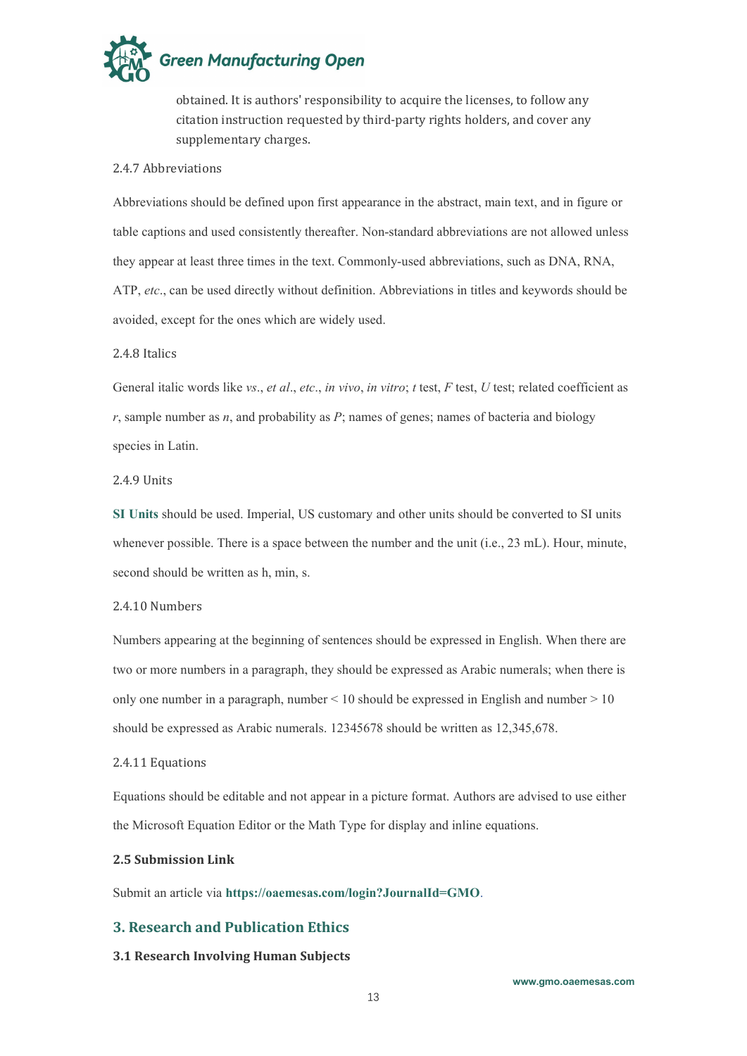obtained. It is authors' responsibility to acquire the licenses, to follow any citation instruction requested by third-party rights holders, and cover any supplementary charges.

#### 2.4.7 Abbreviations

Abbreviations should be defined upon first appearance in the abstract, main text, and in figure or table captions and used consistently thereafter. Non-standard abbreviations are not allowed unless they appear at least three times in the text. Commonly-used abbreviations, such as DNA, RNA, ATP, *etc*., can be used directly without definition. Abbreviations in titles and keywords should be avoided, except for the ones which are widely used.

#### 2.4.8 Italics

General italic words like *vs*., *et al*., *etc*., *in vivo*, *in vitro*; *t* test, *F* test, *U* test; related coefficient as *r*, sample number as *n*, and probability as *P*; names of genes; names of bacteria and biology species in Latin.

#### 2.4.9 Units

**SI Units** should be used. Imperial, US customary and other units should be converted to SI units whenever possible. There is a space between the number and the unit (i.e., 23 mL). Hour, minute, second should be written as h, min, s.

#### 2.4.10 Numbers

Numbers appearing at the beginning of sentences should be expressed in English. When there are two or more numbers in a paragraph, they should be expressed as Arabic numerals; when there is only one number in a paragraph, number < 10 should be expressed in English and number > 10 should be expressed as Arabic numerals. 12345678 should be written as 12,345,678.

#### 2.4.11 Equations

Equations should be editable and not appear in a picture format. Authors are advised to use either the Microsoft Equation Editor or the Math Type for display and inline equations.

### 2.5 Submission Link

Submit an article via **https://oaemesas.com/login?JournalId=GMO**.

## 3. Research and Publication Ethics

### 3.1 Research Involving Human Subjects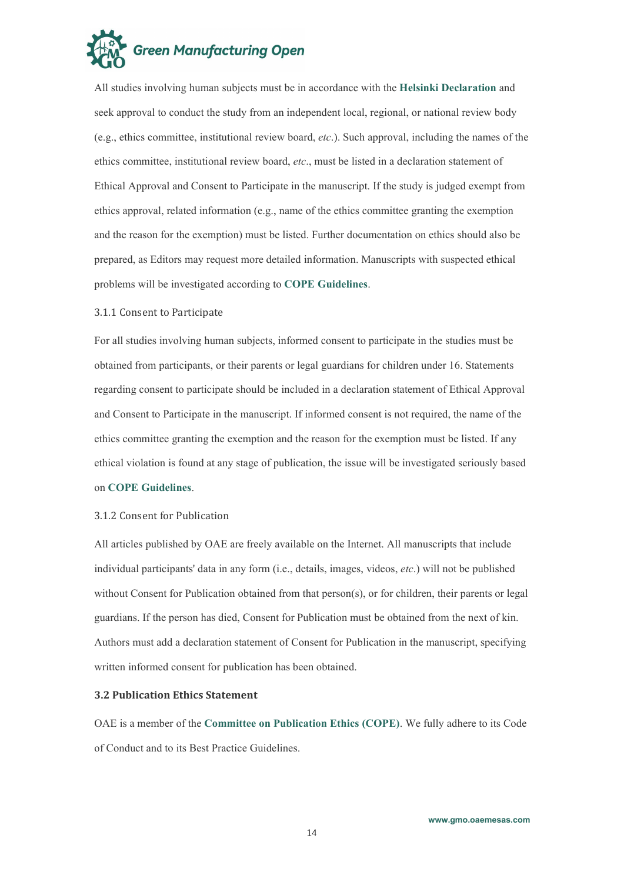All studies involving human subjects must be in accordance with the **Helsinki Declaration** and seek approval to conduct the study from an independent local, regional, or national review body (e.g., ethics committee, institutional review board, *etc*.). Such approval, including the names of the ethics committee, institutional review board, *etc*., must be listed in a declaration statement of Ethical Approval and Consent to Participate in the manuscript. If the study is judged exempt from ethics approval, related information (e.g., name of the ethics committee granting the exemption and the reason for the exemption) must be listed. Further documentation on ethics should also be prepared, as Editors may request more detailed information. Manuscripts with suspected ethical problems will be investigated according to **COPE Guidelines**.

#### 3.1.1 Consent to Participate

For all studies involving human subjects, informed consent to participate in the studies must be obtained from participants, or their parents or legal guardians for children under 16. Statements regarding consent to participate should be included in a declaration statement of Ethical Approval and Consent to Participate in the manuscript. If informed consent is not required, the name of the ethics committee granting the exemption and the reason for the exemption must be listed. If any ethical violation is found at any stage of publication, the issue will be investigated seriously based on **COPE Guidelines**.

#### 3.1.2 Consent for Publication

All articles published by OAE are freely available on the Internet. All manuscripts that include individual participants' data in any form (i.e., details, images, videos, *etc*.) will not be published without Consent for Publication obtained from that person(s), or for children, their parents or legal guardians. If the person has died, Consent for Publication must be obtained from the next of kin. Authors must add a declaration statement of Consent for Publication in the manuscript, specifying written informed consent for publication has been obtained.

### 3.2 Publication Ethics Statement

OAE is a member of the **Committee on Publication Ethics (COPE)**. We fully adhere to its Code of Conduct and to its Best Practice Guidelines.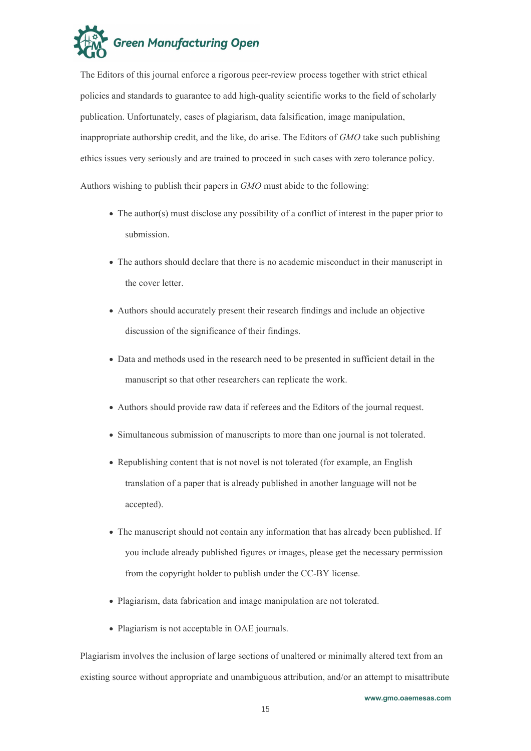The Editors of this journal enforce a rigorous peer-review process together with strict ethical policies and standards to guarantee to add high-quality scientific works to the field of scholarly publication. Unfortunately, cases of plagiarism, data falsification, image manipulation, inappropriate authorship credit, and the like, do arise. The Editors of *GMO* take such publishing ethics issues very seriously and are trained to proceed in such cases with zero tolerance policy.

Authors wishing to publish their papers in *GMO* must abide to the following:

- The author(s) must disclose any possibility of a conflict of interest in the paper prior to submission.
- The authors should declare that there is no academic misconduct in their manuscript in the cover letter.
- Authors should accurately present their research findings and include an objective discussion of the significance of their findings.
- Data and methods used in the research need to be presented in sufficient detail in the manuscript so that other researchers can replicate the work.
- Authors should provide raw data if referees and the Editors of the journal request.
- Simultaneous submission of manuscripts to more than one journal is not tolerated.
- Republishing content that is not novel is not tolerated (for example, an English translation of a paper that is already published in another language will not be accepted).
- The manuscript should not contain any information that has already been published. If you include already published figures or images, please get the necessary permission from the copyright holder to publish under the CC-BY license.
- Plagiarism, data fabrication and image manipulation are not tolerated.
- Plagiarism is not acceptable in OAE journals.

Plagiarism involves the inclusion of large sections of unaltered or minimally altered text from an existing source without appropriate and unambiguous attribution, and/or an attempt to misattribute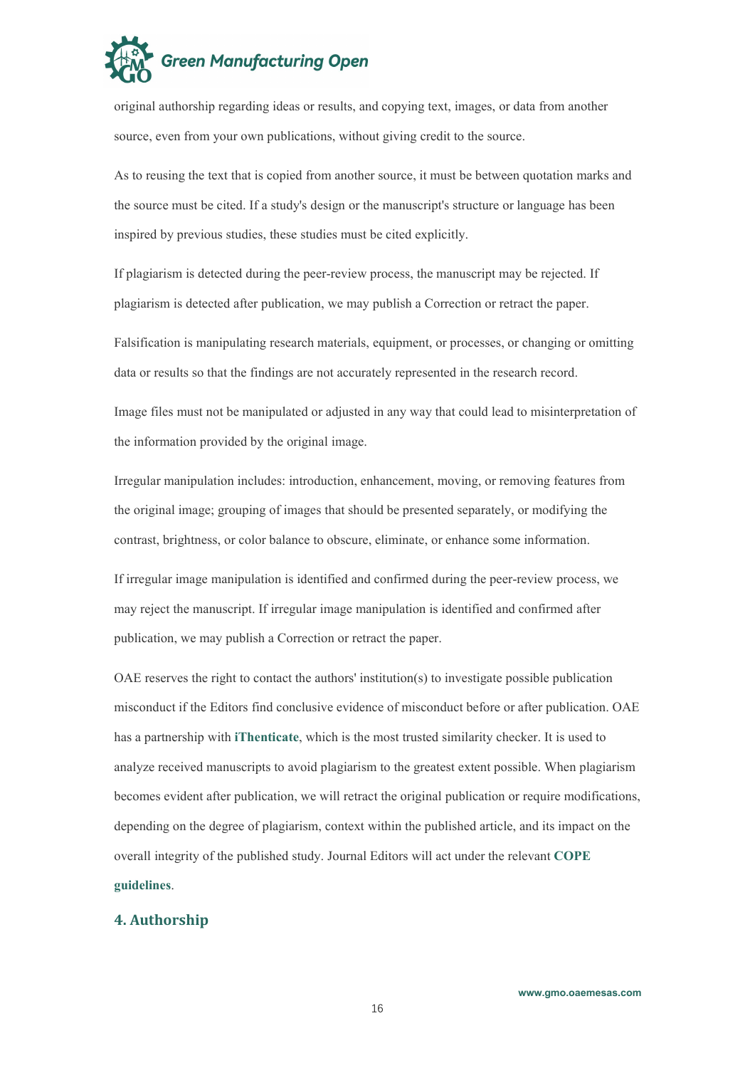original authorship regarding ideas or results, and copying text, images, or data from another source, even from your own publications, without giving credit to the source.

As to reusing the text that is copied from another source, it must be between quotation marks and the source must be cited. If a study's design or the manuscript's structure or language has been inspired by previous studies, these studies must be cited explicitly.

If plagiarism is detected during the peer-review process, the manuscript may be rejected. If plagiarism is detected after publication, we may publish a Correction or retract the paper.

Falsification is manipulating research materials, equipment, or processes, or changing or omitting data or results so that the findings are not accurately represented in the research record.

Image files must not be manipulated or adjusted in any way that could lead to misinterpretation of the information provided by the original image.

Irregular manipulation includes: introduction, enhancement, moving, or removing features from the original image; grouping of images that should be presented separately, or modifying the contrast, brightness, or color balance to obscure, eliminate, or enhance some information.

If irregular image manipulation is identified and confirmed during the peer-review process, we may reject the manuscript. If irregular image manipulation is identified and confirmed after publication, we may publish a Correction or retract the paper.

OAE reserves the right to contact the authors' institution(s) to investigate possible publication misconduct if the Editors find conclusive evidence of misconduct before or after publication. OAE has a partnership with **iThenticate**, which is the most trusted similarity checker. It is used to analyze received manuscripts to avoid plagiarism to the greatest extent possible. When plagiarism becomes evident after publication, we will retract the original publication or require modifications, depending on the degree of plagiarism, context within the published article, and its impact on the overall integrity of the published study. Journal Editors will act under the relevant **COPE guidelines**.

## 4. Authorship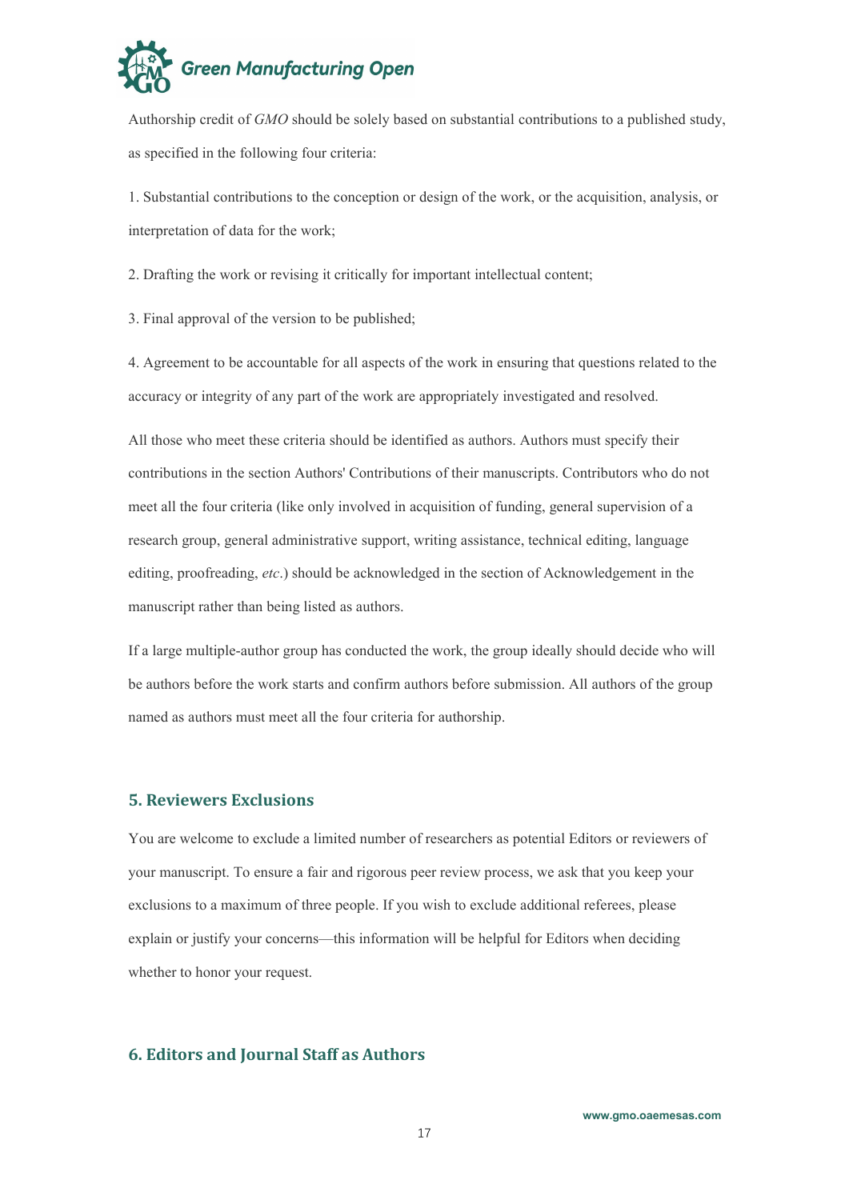Authorship credit of *GMO* should be solely based on substantial contributions to a published study, as specified in the following four criteria:

1. Substantial contributions to the conception or design of the work, or the acquisition, analysis, or interpretation of data for the work;

2. Drafting the work or revising it critically for important intellectual content;

3. Final approval of the version to be published;

4. Agreement to be accountable for all aspects of the work in ensuring that questions related to the accuracy or integrity of any part of the work are appropriately investigated and resolved.

All those who meet these criteria should be identified as authors. Authors must specify their contributions in the section Authors' Contributions of their manuscripts. Contributors who do not meet all the four criteria (like only involved in acquisition of funding, general supervision of a research group, general administrative support, writing assistance, technical editing, language editing, proofreading, *etc*.) should be acknowledged in the section of Acknowledgement in the manuscript rather than being listed as authors.

If a large multiple-author group has conducted the work, the group ideally should decide who will be authors before the work starts and confirm authors before submission. All authors of the group named as authors must meet all the four criteria for authorship.

## 5. Reviewers Exclusions

You are welcome to exclude a limited number of researchers as potential Editors or reviewers of your manuscript. To ensure a fair and rigorous peer review process, we ask that you keep your exclusions to a maximum of three people. If you wish to exclude additional referees, please explain or justify your concerns—this information will be helpful for Editors when deciding whether to honor your request.

## 6. Editors and Journal Staff as Authors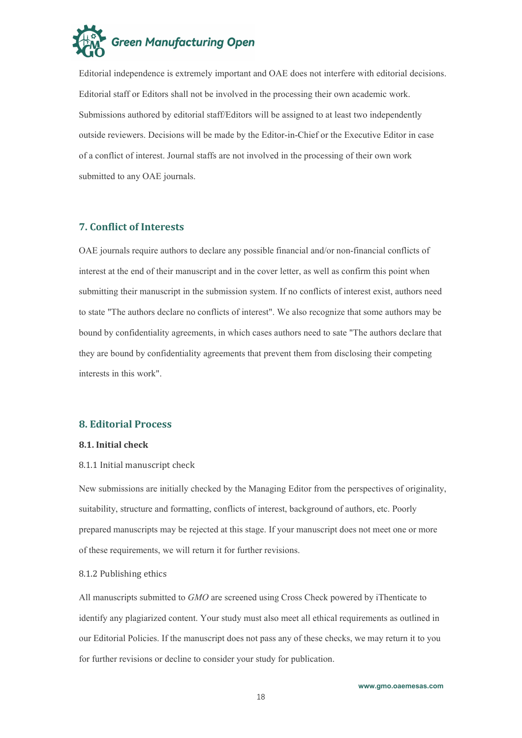Editorial independence is extremely important and OAE does not interfere with editorial decisions. Editorial staff or Editors shall not be involved in the processing their own academic work. Submissions authored by editorial staff/Editors will be assigned to at least two independently outside reviewers. Decisions will be made by the Editor-in-Chief or the Executive Editor in case of a conflict of interest. Journal staffs are not involved in the processing of their own work submitted to any OAE journals.

## 7. Conflict of Interests

OAE journals require authors to declare any possible financial and/or non-financial conflicts of interest at the end of their manuscript and in the cover letter, as well as confirm this point when submitting their manuscript in the submission system. If no conflicts of interest exist, authors need to state "The authors declare no conflicts of interest". We also recognize that some authors may be bound by confidentiality agreements, in which cases authors need to sate "The authors declare that they are bound by confidentiality agreements that prevent them from disclosing their competing interests in this work".

## 8. Editorial Process

### 8.1. Initial check

8.1.1 Initial manuscript check

New submissions are initially checked by the Managing Editor from the perspectives of originality, suitability, structure and formatting, conflicts of interest, background of authors, etc. Poorly prepared manuscripts may be rejected at this stage. If your manuscript does not meet one or more of these requirements, we will return it for further revisions.

8.1.2 Publishing ethics

All manuscripts submitted to *GMO* are screened using Cross Check powered by iThenticate to identify any plagiarized content. Your study must also meet all ethical requirements as outlined in our Editorial Policies. If the manuscript does not pass any of these checks, we may return it to you for further revisions or decline to consider your study for publication.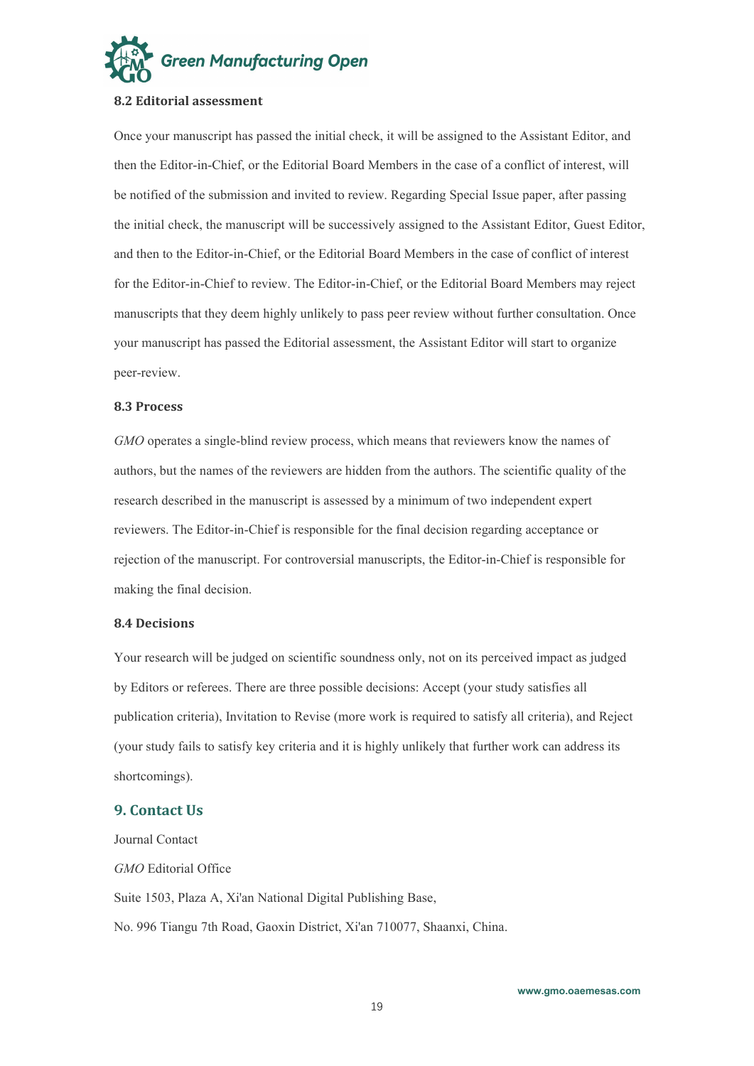### 8.2 Editorial assessment

Once your manuscript has passed the initial check, it will be assigned to the Assistant Editor, and then the Editor-in-Chief, or the Editorial Board Members in the case of a conflict of interest, will be notified of the submission and invited to review. Regarding Special Issue paper, after passing the initial check, the manuscript will be successively assigned to the Assistant Editor, Guest Editor, and then to the Editor-in-Chief, or the Editorial Board Members in the case of conflict of interest for the Editor-in-Chief to review. The Editor-in-Chief, or the Editorial Board Members may reject manuscripts that they deem highly unlikely to pass peer review without further consultation. Once your manuscript has passed the Editorial assessment, the Assistant Editor will start to organize peer-review.

### 8.3 Process

*GMO* operates a single-blind review process, which means that reviewers know the names of authors, but the names of the reviewers are hidden from the authors. The scientific quality of the research described in the manuscript is assessed by a minimum of two independent expert reviewers. The Editor-in-Chief is responsible for the final decision regarding acceptance or rejection of the manuscript. For controversial manuscripts, the Editor-in-Chief is responsible for making the final decision.

### 8.4 Decisions

Your research will be judged on scientific soundness only, not on its perceived impact as judged by Editors or referees. There are three possible decisions: Accept (your study satisfies all publication criteria), Invitation to Revise (more work is required to satisfy all criteria), and Reject (your study fails to satisfy key criteria and it is highly unlikely that further work can address its shortcomings).

## 9. Contact Us

Journal Contact

*GMO* Editorial Office

Suite 1503, Plaza A, Xi'an National Digital Publishing Base,

No. 996 Tiangu 7th Road, Gaoxin District, Xi'an 710077, Shaanxi, China.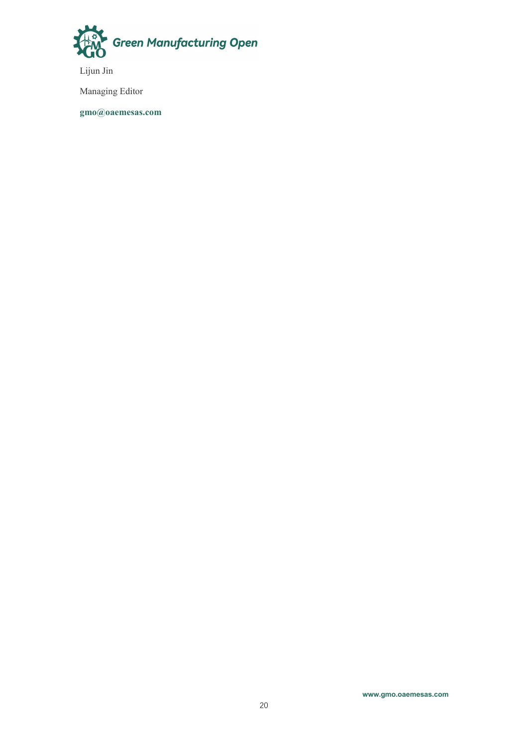Lijun Jin

Managing Editor

**gmo@oaemesas.com**